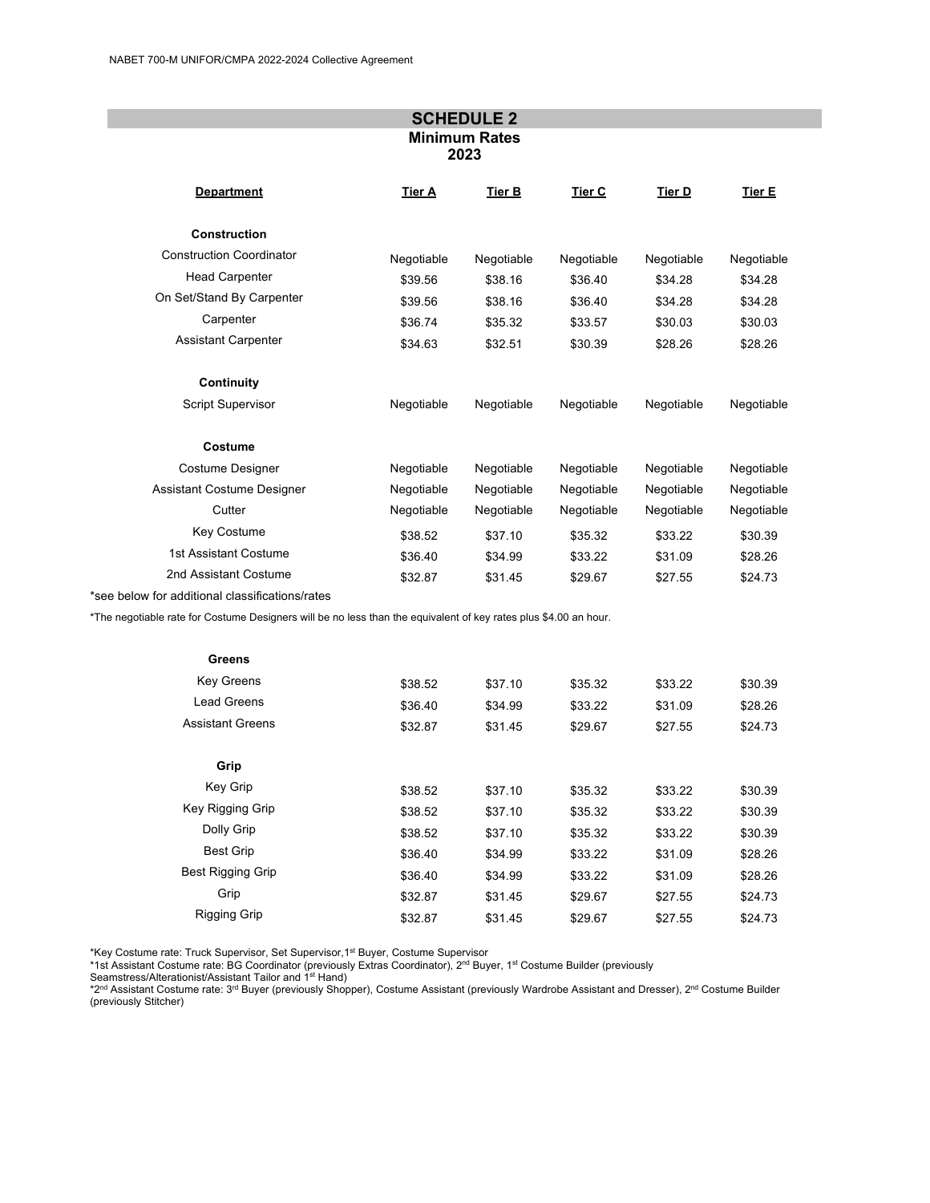## SCHEDULE 2

### Minimum Rates 2023

| Department | Tier A | Tier B | Tier C | Tier D | Tier E |
|---|---|---|---|---|---|
| **Construction** | | | | | |
| Construction Coordinator | Negotiable | Negotiable | Negotiable | Negotiable | Negotiable |
| Head Carpenter | $39.56 | $38.16 | $36.40 | $34.28 | $34.28 |
| On Set/Stand By Carpenter | $39.56 | $38.16 | $36.40 | $34.28 | $34.28 |
| Carpenter | $36.74 | $35.32 | $33.57 | $30.03 | $30.03 |
| Assistant Carpenter | $34.63 | $32.51 | $30.39 | $28.26 | $28.26 |
| **Continuity** | | | | | |
| Script Supervisor | Negotiable | Negotiable | Negotiable | Negotiable | Negotiable |
| **Costume** | | | | | |
| Costume Designer | Negotiable | Negotiable | Negotiable | Negotiable | Negotiable |
| Assistant Costume Designer | Negotiable | Negotiable | Negotiable | Negotiable | Negotiable |
| Cutter | Negotiable | Negotiable | Negotiable | Negotiable | Negotiable |
| Key Costume | $38.52 | $37.10 | $35.32 | $33.22 | $30.39 |
| 1st Assistant Costume | $36.40 | $34.99 | $33.22 | $31.09 | $28.26 |
| 2nd Assistant Costume | $32.87 | $31.45 | $29.67 | $27.55 | $24.73 |

*see below for additional classifications/rates

*The negotiable rate for Costume Designers will be no less than the equivalent of key rates plus $4.00 an hour.

| Department | Tier A | Tier B | Tier C | Tier D | Tier E |
|---|---|---|---|---|---|
| **Greens** | | | | | |
| Key Greens | $38.52 | $37.10 | $35.32 | $33.22 | $30.39 |
| Lead Greens | $36.40 | $34.99 | $33.22 | $31.09 | $28.26 |
| Assistant Greens | $32.87 | $31.45 | $29.67 | $27.55 | $24.73 |
| **Grip** | | | | | |
| Key Grip | $38.52 | $37.10 | $35.32 | $33.22 | $30.39 |
| Key Rigging Grip | $38.52 | $37.10 | $35.32 | $33.22 | $30.39 |
| Dolly Grip | $38.52 | $37.10 | $35.32 | $33.22 | $30.39 |
| Best Grip | $36.40 | $34.99 | $33.22 | $31.09 | $28.26 |
| Best Rigging Grip | $36.40 | $34.99 | $33.22 | $31.09 | $28.26 |
| Grip | $32.87 | $31.45 | $29.67 | $27.55 | $24.73 |
| Rigging Grip | $32.87 | $31.45 | $29.67 | $27.55 | $24.73 |

*Key Costume rate: Truck Supervisor, Set Supervisor, 1st Buyer, Costume Supervisor
*1st Assistant Costume rate: BG Coordinator (previously Extras Coordinator), 2nd Buyer, 1st Costume Builder (previously Seamstress/Alterationist/Assistant Tailor and 1st Hand)
*2nd Assistant Costume rate: 3rd Buyer (previously Shopper), Costume Assistant (previously Wardrobe Assistant and Dresser), 2nd Costume Builder (previously Stitcher)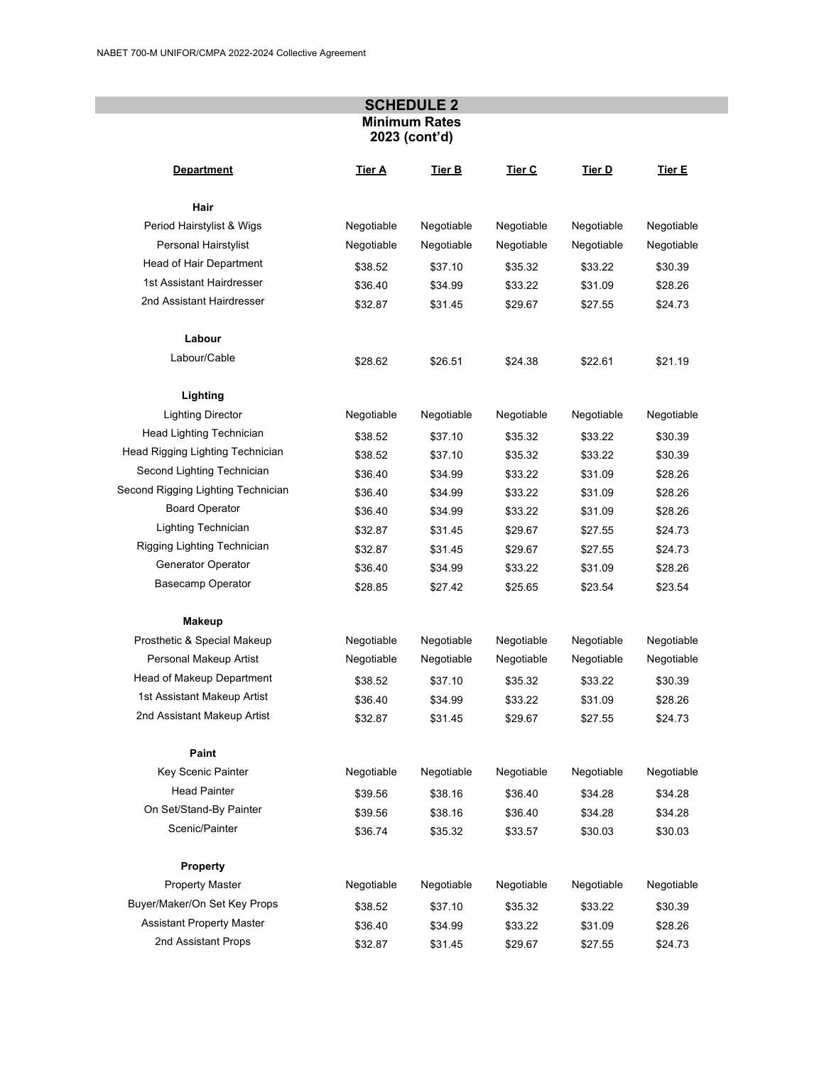## SCHEDULE 2

**Minimum Rates**
**2023 (cont'd)**

| Department | Tier A | Tier B | Tier C | Tier D | Tier E |
|---|---|---|---|---|---|
| **Hair** | | | | | |
| Period Hairstylist & Wigs | Negotiable | Negotiable | Negotiable | Negotiable | Negotiable |
| Personal Hairstylist | Negotiable | Negotiable | Negotiable | Negotiable | Negotiable |
| Head of Hair Department | $38.52 | $37.10 | $35.32 | $33.22 | $30.39 |
| 1st Assistant Hairdresser | $36.40 | $34.99 | $33.22 | $31.09 | $28.26 |
| 2nd Assistant Hairdresser | $32.87 | $31.45 | $29.67 | $27.55 | $24.73 |
| **Labour** | | | | | |
| Labour/Cable | $28.62 | $26.51 | $24.38 | $22.61 | $21.19 |
| **Lighting** | | | | | |
| Lighting Director | Negotiable | Negotiable | Negotiable | Negotiable | Negotiable |
| Head Lighting Technician | $38.52 | $37.10 | $35.32 | $33.22 | $30.39 |
| Head Rigging Lighting Technician | $38.52 | $37.10 | $35.32 | $33.22 | $30.39 |
| Second Lighting Technician | $36.40 | $34.99 | $33.22 | $31.09 | $28.26 |
| Second Rigging Lighting Technician | $36.40 | $34.99 | $33.22 | $31.09 | $28.26 |
| Board Operator | $36.40 | $34.99 | $33.22 | $31.09 | $28.26 |
| Lighting Technician | $32.87 | $31.45 | $29.67 | $27.55 | $24.73 |
| Rigging Lighting Technician | $32.87 | $31.45 | $29.67 | $27.55 | $24.73 |
| Generator Operator | $36.40 | $34.99 | $33.22 | $31.09 | $28.26 |
| Basecamp Operator | $28.85 | $27.42 | $25.65 | $23.54 | $23.54 |
| **Makeup** | | | | | |
| Prosthetic & Special Makeup | Negotiable | Negotiable | Negotiable | Negotiable | Negotiable |
| Personal Makeup Artist | Negotiable | Negotiable | Negotiable | Negotiable | Negotiable |
| Head of Makeup Department | $38.52 | $37.10 | $35.32 | $33.22 | $30.39 |
| 1st Assistant Makeup Artist | $36.40 | $34.99 | $33.22 | $31.09 | $28.26 |
| 2nd Assistant Makeup Artist | $32.87 | $31.45 | $29.67 | $27.55 | $24.73 |
| **Paint** | | | | | |
| Key Scenic Painter | Negotiable | Negotiable | Negotiable | Negotiable | Negotiable |
| Head Painter | $39.56 | $38.16 | $36.40 | $34.28 | $34.28 |
| On Set/Stand-By Painter | $39.56 | $38.16 | $36.40 | $34.28 | $34.28 |
| Scenic/Painter | $36.74 | $35.32 | $33.57 | $30.03 | $30.03 |
| **Property** | | | | | |
| Property Master | Negotiable | Negotiable | Negotiable | Negotiable | Negotiable |
| Buyer/Maker/On Set Key Props | $38.52 | $37.10 | $35.32 | $33.22 | $30.39 |
| Assistant Property Master | $36.40 | $34.99 | $33.22 | $31.09 | $28.26 |
| 2nd Assistant Props | $32.87 | $31.45 | $29.67 | $27.55 | $24.73 |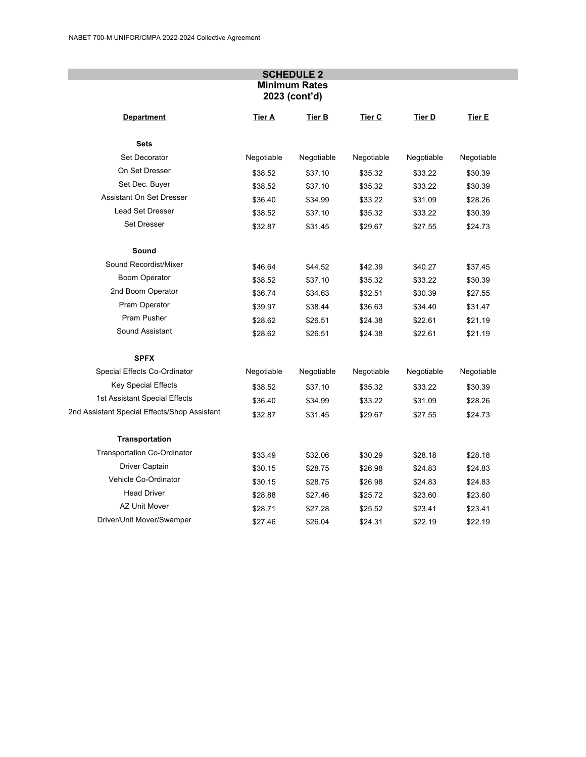## SCHEDULE 2
### Minimum Rates
### 2023 (cont'd)

| Department | Tier A | Tier B | Tier C | Tier D | Tier E |
|---|---|---|---|---|---|
| **Sets** | | | | | |
| Set Decorator | Negotiable | Negotiable | Negotiable | Negotiable | Negotiable |
| On Set Dresser | $38.52 | $37.10 | $35.32 | $33.22 | $30.39 |
| Set Dec. Buyer | $38.52 | $37.10 | $35.32 | $33.22 | $30.39 |
| Assistant On Set Dresser | $36.40 | $34.99 | $33.22 | $31.09 | $28.26 |
| Lead Set Dresser | $38.52 | $37.10 | $35.32 | $33.22 | $30.39 |
| Set Dresser | $32.87 | $31.45 | $29.67 | $27.55 | $24.73 |
| **Sound** | | | | | |
| Sound Recordist/Mixer | $46.64 | $44.52 | $42.39 | $40.27 | $37.45 |
| Boom Operator | $38.52 | $37.10 | $35.32 | $33.22 | $30.39 |
| 2nd Boom Operator | $36.74 | $34.63 | $32.51 | $30.39 | $27.55 |
| Pram Operator | $39.97 | $38.44 | $36.63 | $34.40 | $31.47 |
| Pram Pusher | $28.62 | $26.51 | $24.38 | $22.61 | $21.19 |
| Sound Assistant | $28.62 | $26.51 | $24.38 | $22.61 | $21.19 |
| **SPFX** | | | | | |
| Special Effects Co-Ordinator | Negotiable | Negotiable | Negotiable | Negotiable | Negotiable |
| Key Special Effects | $38.52 | $37.10 | $35.32 | $33.22 | $30.39 |
| 1st Assistant Special Effects | $36.40 | $34.99 | $33.22 | $31.09 | $28.26 |
| 2nd Assistant Special Effects/Shop Assistant | $32.87 | $31.45 | $29.67 | $27.55 | $24.73 |
| **Transportation** | | | | | |
| Transportation Co-Ordinator | $33.49 | $32.06 | $30.29 | $28.18 | $28.18 |
| Driver Captain | $30.15 | $28.75 | $26.98 | $24.83 | $24.83 |
| Vehicle Co-Ordinator | $30.15 | $28.75 | $26.98 | $24.83 | $24.83 |
| Head Driver | $28.88 | $27.46 | $25.72 | $23.60 | $23.60 |
| AZ Unit Mover | $28.71 | $27.28 | $25.52 | $23.41 | $23.41 |
| Driver/Unit Mover/Swamper | $27.46 | $26.04 | $24.31 | $22.19 | $22.19 |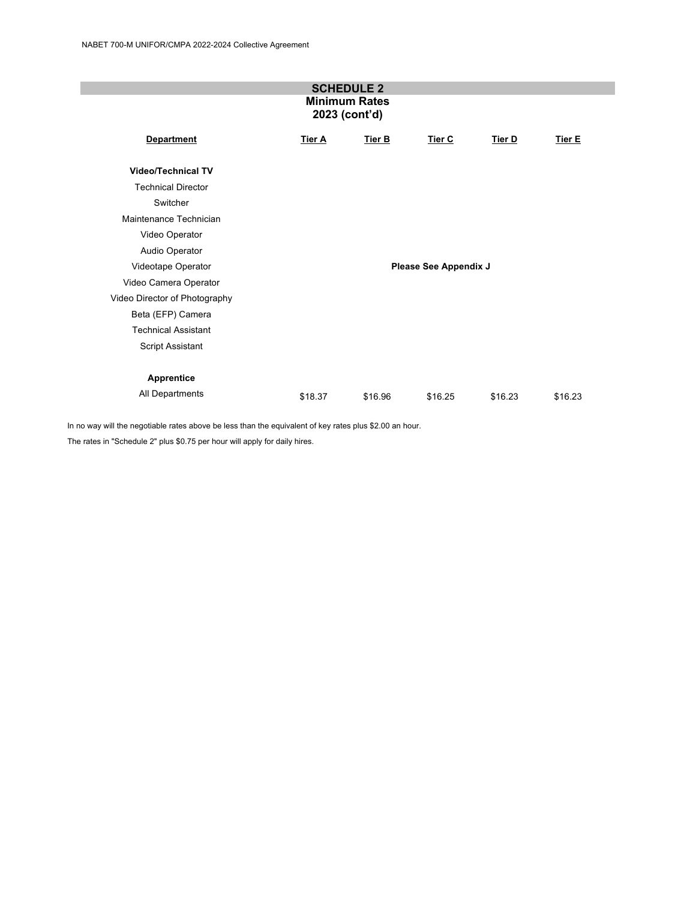## SCHEDULE 2
### Minimum Rates
### 2023 (cont'd)

| Department | Tier A | Tier B | Tier C | Tier D | Tier E |
|---|---|---|---|---|---|
| **Video/Technical TV** | | | | | |
| Technical Director | | | | | |
| Switcher | | | | | |
| Maintenance Technician | | | | | |
| Video Operator | | | | | |
| Audio Operator | | | | | |
| Videotape Operator | | | **Please See Appendix J** | | |
| Video Camera Operator | | | | | |
| Video Director of Photography | | | | | |
| Beta (EFP) Camera | | | | | |
| Technical Assistant | | | | | |
| Script Assistant | | | | | |
| **Apprentice** | | | | | |
| All Departments | $18.37 | $16.96 | $16.25 | $16.23 | $16.23 |

In no way will the negotiable rates above be less than the equivalent of key rates plus $2.00 an hour.

The rates in "Schedule 2" plus $0.75 per hour will apply for daily hires.